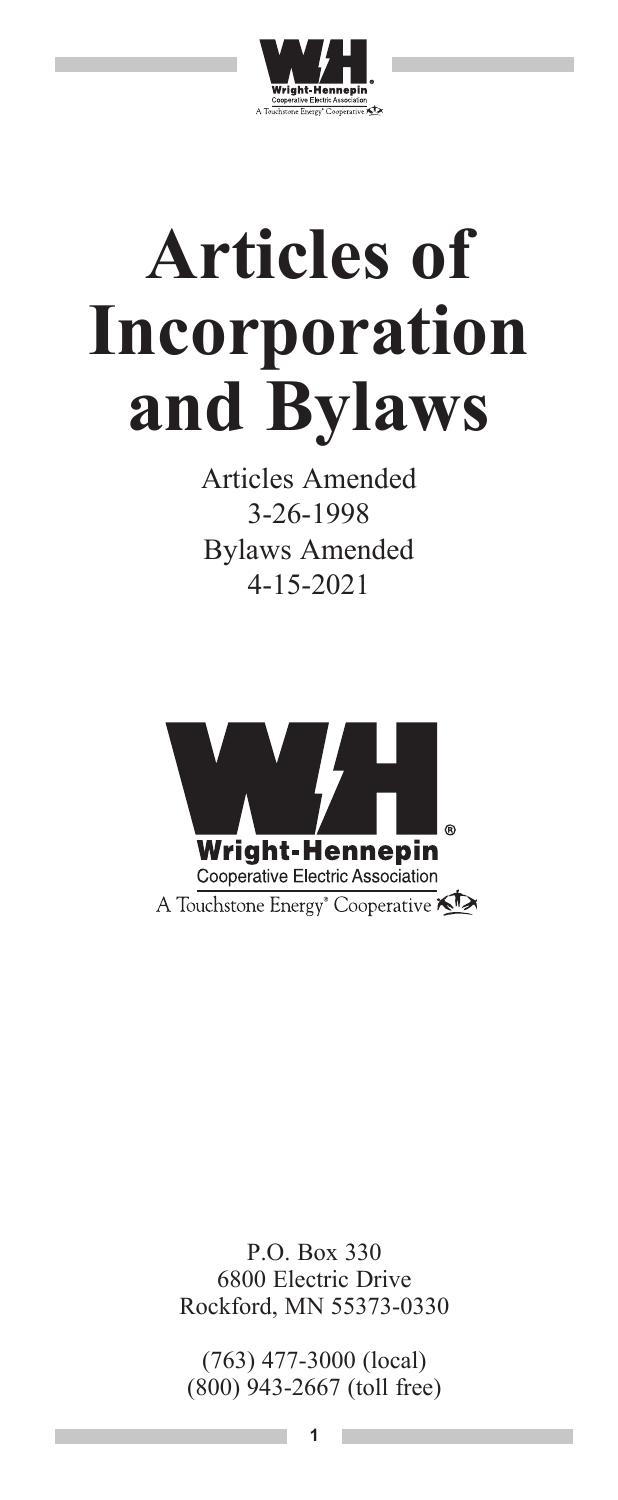# Articles of Incorporation and Bylaws

Articles Amended
3-26-1998
Bylaws Amended
4-15-2021

Wright-Hennepin
Cooperative Electric Association
A Touchstone Energy® Cooperative

P.O. Box 330
6800 Electric Drive
Rockford, MN 55373-0330

(763) 477-3000 (local)
(800) 943-2667 (toll free)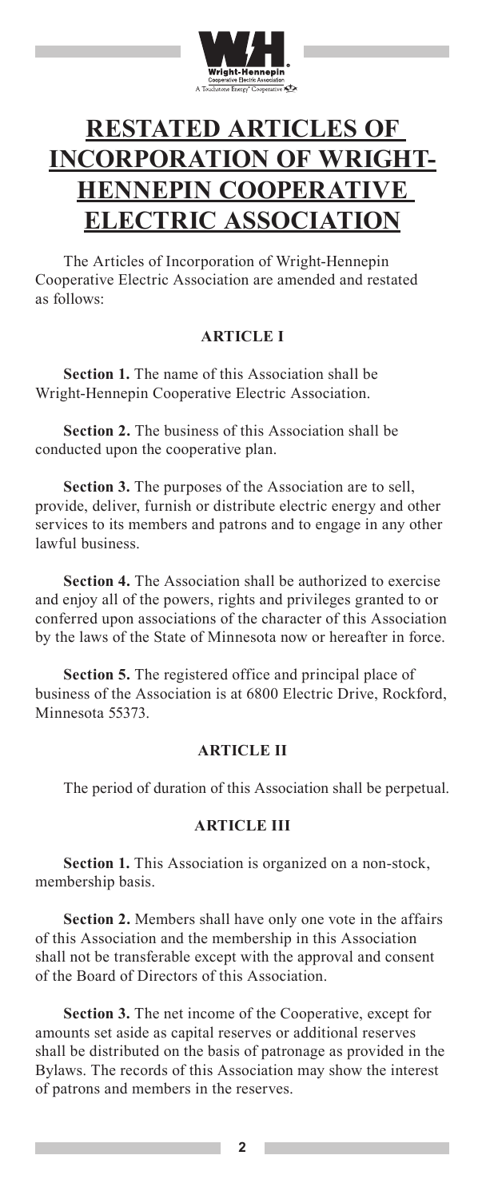# RESTATED ARTICLES OF INCORPORATION OF WRIGHT-HENNEPIN COOPERATIVE ELECTRIC ASSOCIATION

The Articles of Incorporation of Wright-Hennepin Cooperative Electric Association are amended and restated as follows:

## ARTICLE I

**Section 1.** The name of this Association shall be Wright-Hennepin Cooperative Electric Association.

**Section 2.** The business of this Association shall be conducted upon the cooperative plan.

**Section 3.** The purposes of the Association are to sell, provide, deliver, furnish or distribute electric energy and other services to its members and patrons and to engage in any other lawful business.

**Section 4.** The Association shall be authorized to exercise and enjoy all of the powers, rights and privileges granted to or conferred upon associations of the character of this Association by the laws of the State of Minnesota now or hereafter in force.

**Section 5.** The registered office and principal place of business of the Association is at 6800 Electric Drive, Rockford, Minnesota 55373.

## ARTICLE II

The period of duration of this Association shall be perpetual.

## ARTICLE III

**Section 1.** This Association is organized on a non-stock, membership basis.

**Section 2.** Members shall have only one vote in the affairs of this Association and the membership in this Association shall not be transferable except with the approval and consent of the Board of Directors of this Association.

**Section 3.** The net income of the Cooperative, except for amounts set aside as capital reserves or additional reserves shall be distributed on the basis of patronage as provided in the Bylaws. The records of this Association may show the interest of patrons and members in the reserves.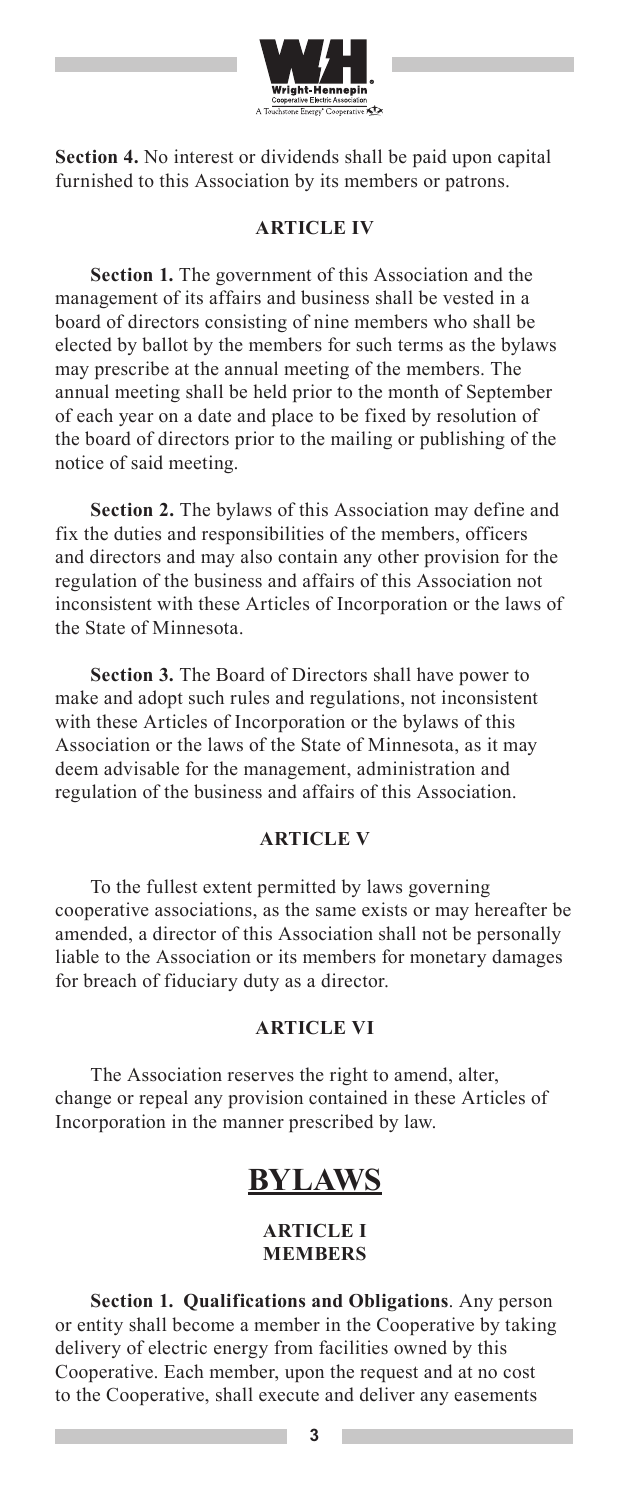**Section 4.** No interest or dividends shall be paid upon capital furnished to this Association by its members or patrons.

### ARTICLE IV

**Section 1.** The government of this Association and the management of its affairs and business shall be vested in a board of directors consisting of nine members who shall be elected by ballot by the members for such terms as the bylaws may prescribe at the annual meeting of the members. The annual meeting shall be held prior to the month of September of each year on a date and place to be fixed by resolution of the board of directors prior to the mailing or publishing of the notice of said meeting.

**Section 2.** The bylaws of this Association may define and fix the duties and responsibilities of the members, officers and directors and may also contain any other provision for the regulation of the business and affairs of this Association not inconsistent with these Articles of Incorporation or the laws of the State of Minnesota.

**Section 3.** The Board of Directors shall have power to make and adopt such rules and regulations, not inconsistent with these Articles of Incorporation or the bylaws of this Association or the laws of the State of Minnesota, as it may deem advisable for the management, administration and regulation of the business and affairs of this Association.

### ARTICLE V

To the fullest extent permitted by laws governing cooperative associations, as the same exists or may hereafter be amended, a director of this Association shall not be personally liable to the Association or its members for monetary damages for breach of fiduciary duty as a director.

### ARTICLE VI

The Association reserves the right to amend, alter, change or repeal any provision contained in these Articles of Incorporation in the manner prescribed by law.

# BYLAWS

### ARTICLE I
### MEMBERS

**Section 1. Qualifications and Obligations**. Any person or entity shall become a member in the Cooperative by taking delivery of electric energy from facilities owned by this Cooperative. Each member, upon the request and at no cost to the Cooperative, shall execute and deliver any easements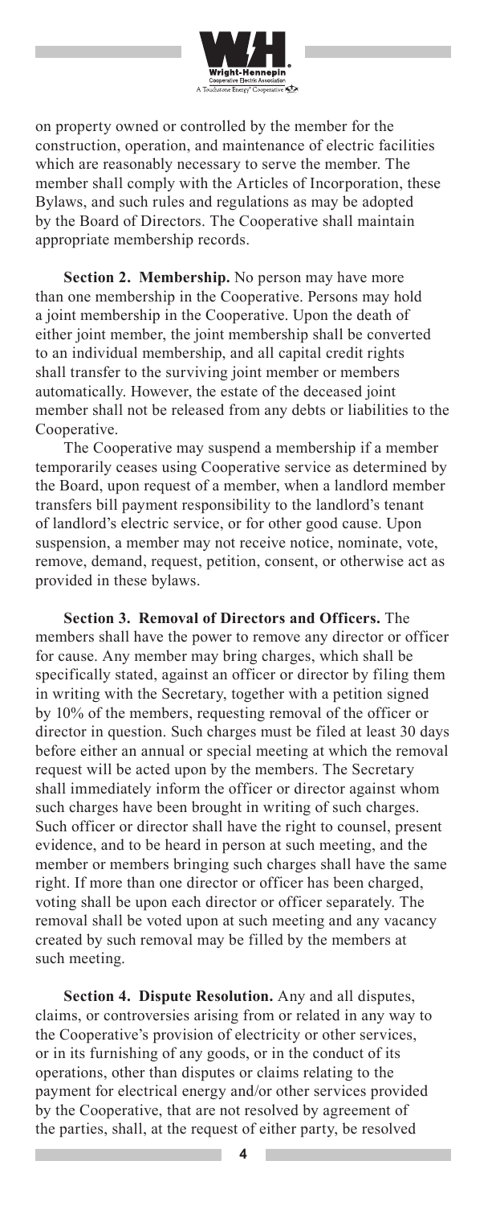on property owned or controlled by the member for the construction, operation, and maintenance of electric facilities which are reasonably necessary to serve the member. The member shall comply with the Articles of Incorporation, these Bylaws, and such rules and regulations as may be adopted by the Board of Directors. The Cooperative shall maintain appropriate membership records.

**Section 2. Membership.** No person may have more than one membership in the Cooperative. Persons may hold a joint membership in the Cooperative. Upon the death of either joint member, the joint membership shall be converted to an individual membership, and all capital credit rights shall transfer to the surviving joint member or members automatically. However, the estate of the deceased joint member shall not be released from any debts or liabilities to the Cooperative.

The Cooperative may suspend a membership if a member temporarily ceases using Cooperative service as determined by the Board, upon request of a member, when a landlord member transfers bill payment responsibility to the landlord's tenant of landlord's electric service, or for other good cause. Upon suspension, a member may not receive notice, nominate, vote, remove, demand, request, petition, consent, or otherwise act as provided in these bylaws.

**Section 3. Removal of Directors and Officers.** The members shall have the power to remove any director or officer for cause. Any member may bring charges, which shall be specifically stated, against an officer or director by filing them in writing with the Secretary, together with a petition signed by 10% of the members, requesting removal of the officer or director in question. Such charges must be filed at least 30 days before either an annual or special meeting at which the removal request will be acted upon by the members. The Secretary shall immediately inform the officer or director against whom such charges have been brought in writing of such charges. Such officer or director shall have the right to counsel, present evidence, and to be heard in person at such meeting, and the member or members bringing such charges shall have the same right. If more than one director or officer has been charged, voting shall be upon each director or officer separately. The removal shall be voted upon at such meeting and any vacancy created by such removal may be filled by the members at such meeting.

**Section 4. Dispute Resolution.** Any and all disputes, claims, or controversies arising from or related in any way to the Cooperative's provision of electricity or other services, or in its furnishing of any goods, or in the conduct of its operations, other than disputes or claims relating to the payment for electrical energy and/or other services provided by the Cooperative, that are not resolved by agreement of the parties, shall, at the request of either party, be resolved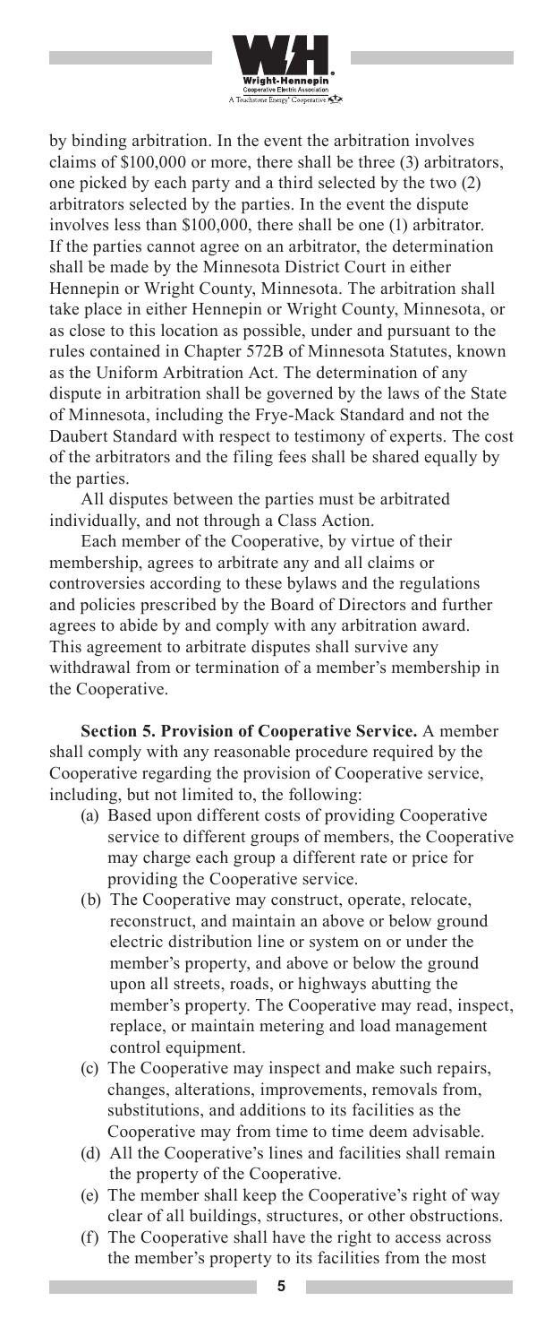by binding arbitration. In the event the arbitration involves claims of $100,000 or more, there shall be three (3) arbitrators, one picked by each party and a third selected by the two (2) arbitrators selected by the parties. In the event the dispute involves less than $100,000, there shall be one (1) arbitrator. If the parties cannot agree on an arbitrator, the determination shall be made by the Minnesota District Court in either Hennepin or Wright County, Minnesota. The arbitration shall take place in either Hennepin or Wright County, Minnesota, or as close to this location as possible, under and pursuant to the rules contained in Chapter 572B of Minnesota Statutes, known as the Uniform Arbitration Act. The determination of any dispute in arbitration shall be governed by the laws of the State of Minnesota, including the Frye-Mack Standard and not the Daubert Standard with respect to testimony of experts. The cost of the arbitrators and the filing fees shall be shared equally by the parties.

All disputes between the parties must be arbitrated individually, and not through a Class Action.

Each member of the Cooperative, by virtue of their membership, agrees to arbitrate any and all claims or controversies according to these bylaws and the regulations and policies prescribed by the Board of Directors and further agrees to abide by and comply with any arbitration award. This agreement to arbitrate disputes shall survive any withdrawal from or termination of a member's membership in the Cooperative.

**Section 5. Provision of Cooperative Service.** A member shall comply with any reasonable procedure required by the Cooperative regarding the provision of Cooperative service, including, but not limited to, the following:

(a) Based upon different costs of providing Cooperative service to different groups of members, the Cooperative may charge each group a different rate or price for providing the Cooperative service.

(b) The Cooperative may construct, operate, relocate, reconstruct, and maintain an above or below ground electric distribution line or system on or under the member's property, and above or below the ground upon all streets, roads, or highways abutting the member's property. The Cooperative may read, inspect, replace, or maintain metering and load management control equipment.

(c) The Cooperative may inspect and make such repairs, changes, alterations, improvements, removals from, substitutions, and additions to its facilities as the Cooperative may from time to time deem advisable.

(d) All the Cooperative's lines and facilities shall remain the property of the Cooperative.

(e) The member shall keep the Cooperative's right of way clear of all buildings, structures, or other obstructions.

(f) The Cooperative shall have the right to access across the member's property to its facilities from the most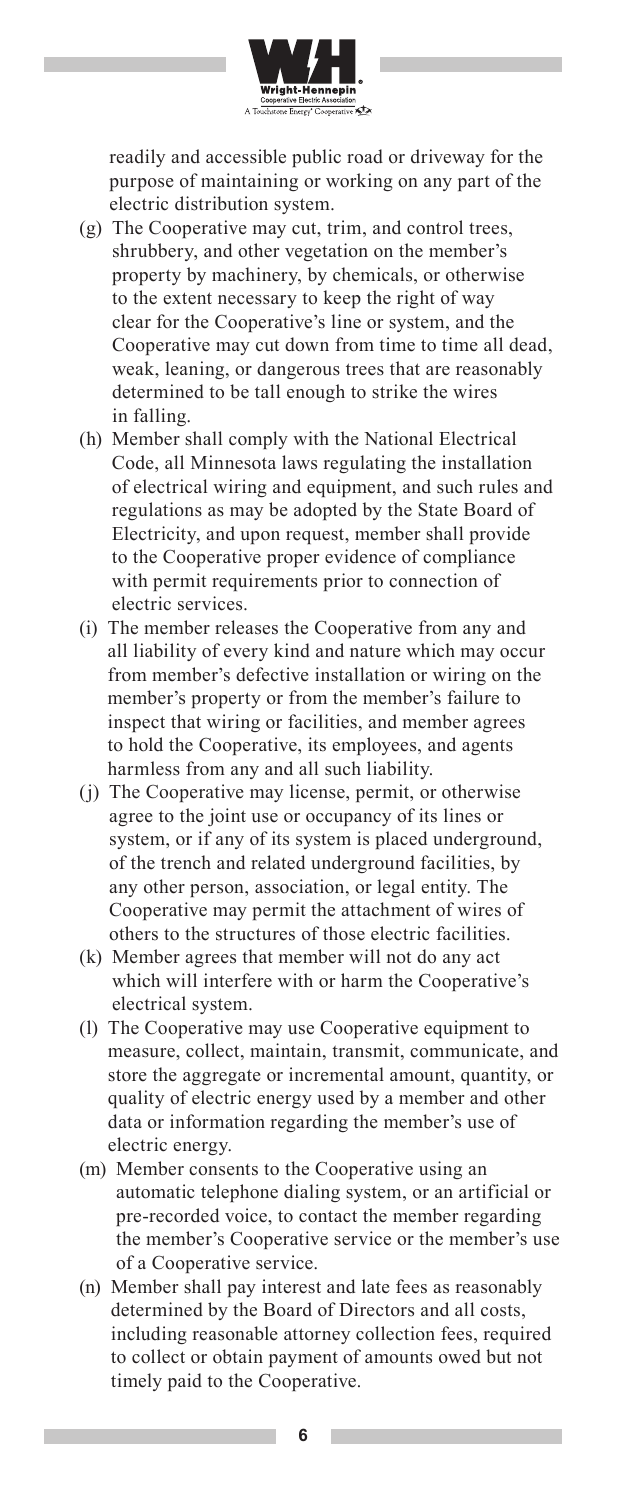readily and accessible public road or driveway for the purpose of maintaining or working on any part of the electric distribution system.

(g) The Cooperative may cut, trim, and control trees, shrubbery, and other vegetation on the member's property by machinery, by chemicals, or otherwise to the extent necessary to keep the right of way clear for the Cooperative's line or system, and the Cooperative may cut down from time to time all dead, weak, leaning, or dangerous trees that are reasonably determined to be tall enough to strike the wires in falling.

(h) Member shall comply with the National Electrical Code, all Minnesota laws regulating the installation of electrical wiring and equipment, and such rules and regulations as may be adopted by the State Board of Electricity, and upon request, member shall provide to the Cooperative proper evidence of compliance with permit requirements prior to connection of electric services.

(i) The member releases the Cooperative from any and all liability of every kind and nature which may occur from member's defective installation or wiring on the member's property or from the member's failure to inspect that wiring or facilities, and member agrees to hold the Cooperative, its employees, and agents harmless from any and all such liability.

(j) The Cooperative may license, permit, or otherwise agree to the joint use or occupancy of its lines or system, or if any of its system is placed underground, of the trench and related underground facilities, by any other person, association, or legal entity. The Cooperative may permit the attachment of wires of others to the structures of those electric facilities.

(k) Member agrees that member will not do any act which will interfere with or harm the Cooperative's electrical system.

(l) The Cooperative may use Cooperative equipment to measure, collect, maintain, transmit, communicate, and store the aggregate or incremental amount, quantity, or quality of electric energy used by a member and other data or information regarding the member's use of electric energy.

(m) Member consents to the Cooperative using an automatic telephone dialing system, or an artificial or pre-recorded voice, to contact the member regarding the member's Cooperative service or the member's use of a Cooperative service.

(n) Member shall pay interest and late fees as reasonably determined by the Board of Directors and all costs, including reasonable attorney collection fees, required to collect or obtain payment of amounts owed but not timely paid to the Cooperative.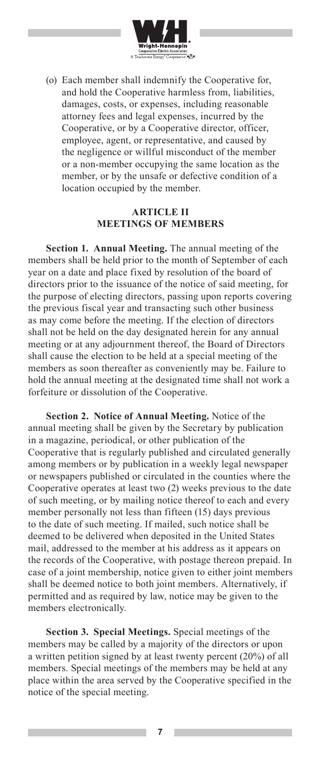(o) Each member shall indemnify the Cooperative for, and hold the Cooperative harmless from, liabilities, damages, costs, or expenses, including reasonable attorney fees and legal expenses, incurred by the Cooperative, or by a Cooperative director, officer, employee, agent, or representative, and caused by the negligence or willful misconduct of the member or a non-member occupying the same location as the member, or by the unsafe or defective condition of a location occupied by the member.

## ARTICLE II
## MEETINGS OF MEMBERS

**Section 1. Annual Meeting.** The annual meeting of the members shall be held prior to the month of September of each year on a date and place fixed by resolution of the board of directors prior to the issuance of the notice of said meeting, for the purpose of electing directors, passing upon reports covering the previous fiscal year and transacting such other business as may come before the meeting. If the election of directors shall not be held on the day designated herein for any annual meeting or at any adjournment thereof, the Board of Directors shall cause the election to be held at a special meeting of the members as soon thereafter as conveniently may be. Failure to hold the annual meeting at the designated time shall not work a forfeiture or dissolution of the Cooperative.

**Section 2. Notice of Annual Meeting.** Notice of the annual meeting shall be given by the Secretary by publication in a magazine, periodical, or other publication of the Cooperative that is regularly published and circulated generally among members or by publication in a weekly legal newspaper or newspapers published or circulated in the counties where the Cooperative operates at least two (2) weeks previous to the date of such meeting, or by mailing notice thereof to each and every member personally not less than fifteen (15) days previous to the date of such meeting. If mailed, such notice shall be deemed to be delivered when deposited in the United States mail, addressed to the member at his address as it appears on the records of the Cooperative, with postage thereon prepaid. In case of a joint membership, notice given to either joint members shall be deemed notice to both joint members. Alternatively, if permitted and as required by law, notice may be given to the members electronically.

**Section 3. Special Meetings.** Special meetings of the members may be called by a majority of the directors or upon a written petition signed by at least twenty percent (20%) of all members. Special meetings of the members may be held at any place within the area served by the Cooperative specified in the notice of the special meeting.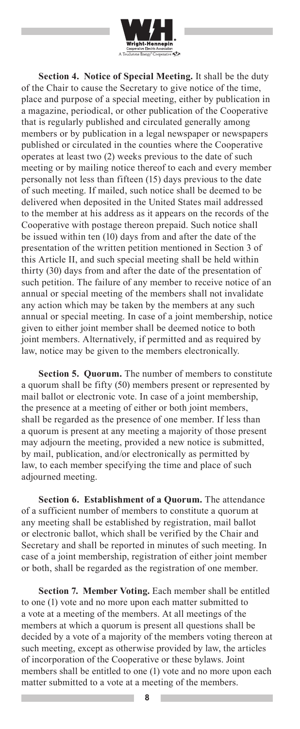**Section 4. Notice of Special Meeting.** It shall be the duty of the Chair to cause the Secretary to give notice of the time, place and purpose of a special meeting, either by publication in a magazine, periodical, or other publication of the Cooperative that is regularly published and circulated generally among members or by publication in a legal newspaper or newspapers published or circulated in the counties where the Cooperative operates at least two (2) weeks previous to the date of such meeting or by mailing notice thereof to each and every member personally not less than fifteen (15) days previous to the date of such meeting. If mailed, such notice shall be deemed to be delivered when deposited in the United States mail addressed to the member at his address as it appears on the records of the Cooperative with postage thereon prepaid. Such notice shall be issued within ten (10) days from and after the date of the presentation of the written petition mentioned in Section 3 of this Article II, and such special meeting shall be held within thirty (30) days from and after the date of the presentation of such petition. The failure of any member to receive notice of an annual or special meeting of the members shall not invalidate any action which may be taken by the members at any such annual or special meeting. In case of a joint membership, notice given to either joint member shall be deemed notice to both joint members. Alternatively, if permitted and as required by law, notice may be given to the members electronically.

**Section 5. Quorum.** The number of members to constitute a quorum shall be fifty (50) members present or represented by mail ballot or electronic vote. In case of a joint membership, the presence at a meeting of either or both joint members, shall be regarded as the presence of one member. If less than a quorum is present at any meeting a majority of those present may adjourn the meeting, provided a new notice is submitted, by mail, publication, and/or electronically as permitted by law, to each member specifying the time and place of such adjourned meeting.

**Section 6. Establishment of a Quorum.** The attendance of a sufficient number of members to constitute a quorum at any meeting shall be established by registration, mail ballot or electronic ballot, which shall be verified by the Chair and Secretary and shall be reported in minutes of such meeting. In case of a joint membership, registration of either joint member or both, shall be regarded as the registration of one member.

**Section 7. Member Voting.** Each member shall be entitled to one (1) vote and no more upon each matter submitted to a vote at a meeting of the members. At all meetings of the members at which a quorum is present all questions shall be decided by a vote of a majority of the members voting thereon at such meeting, except as otherwise provided by law, the articles of incorporation of the Cooperative or these bylaws. Joint members shall be entitled to one (1) vote and no more upon each matter submitted to a vote at a meeting of the members.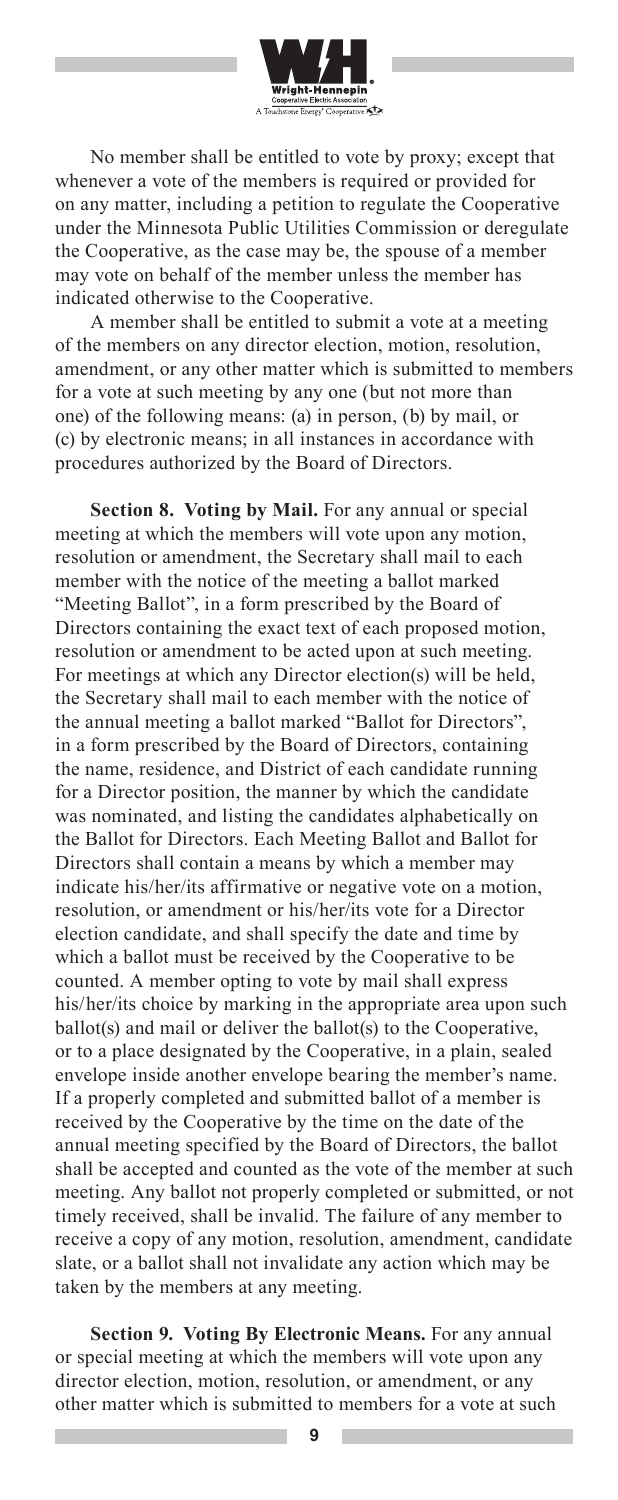No member shall be entitled to vote by proxy; except that whenever a vote of the members is required or provided for on any matter, including a petition to regulate the Cooperative under the Minnesota Public Utilities Commission or deregulate the Cooperative, as the case may be, the spouse of a member may vote on behalf of the member unless the member has indicated otherwise to the Cooperative.

A member shall be entitled to submit a vote at a meeting of the members on any director election, motion, resolution, amendment, or any other matter which is submitted to members for a vote at such meeting by any one (but not more than one) of the following means: (a) in person, (b) by mail, or (c) by electronic means; in all instances in accordance with procedures authorized by the Board of Directors.

**Section 8. Voting by Mail.** For any annual or special meeting at which the members will vote upon any motion, resolution or amendment, the Secretary shall mail to each member with the notice of the meeting a ballot marked "Meeting Ballot", in a form prescribed by the Board of Directors containing the exact text of each proposed motion, resolution or amendment to be acted upon at such meeting. For meetings at which any Director election(s) will be held, the Secretary shall mail to each member with the notice of the annual meeting a ballot marked "Ballot for Directors", in a form prescribed by the Board of Directors, containing the name, residence, and District of each candidate running for a Director position, the manner by which the candidate was nominated, and listing the candidates alphabetically on the Ballot for Directors. Each Meeting Ballot and Ballot for Directors shall contain a means by which a member may indicate his/her/its affirmative or negative vote on a motion, resolution, or amendment or his/her/its vote for a Director election candidate, and shall specify the date and time by which a ballot must be received by the Cooperative to be counted. A member opting to vote by mail shall express his/her/its choice by marking in the appropriate area upon such ballot(s) and mail or deliver the ballot(s) to the Cooperative, or to a place designated by the Cooperative, in a plain, sealed envelope inside another envelope bearing the member's name. If a properly completed and submitted ballot of a member is received by the Cooperative by the time on the date of the annual meeting specified by the Board of Directors, the ballot shall be accepted and counted as the vote of the member at such meeting. Any ballot not properly completed or submitted, or not timely received, shall be invalid. The failure of any member to receive a copy of any motion, resolution, amendment, candidate slate, or a ballot shall not invalidate any action which may be taken by the members at any meeting.

**Section 9. Voting By Electronic Means.** For any annual or special meeting at which the members will vote upon any director election, motion, resolution, or amendment, or any other matter which is submitted to members for a vote at such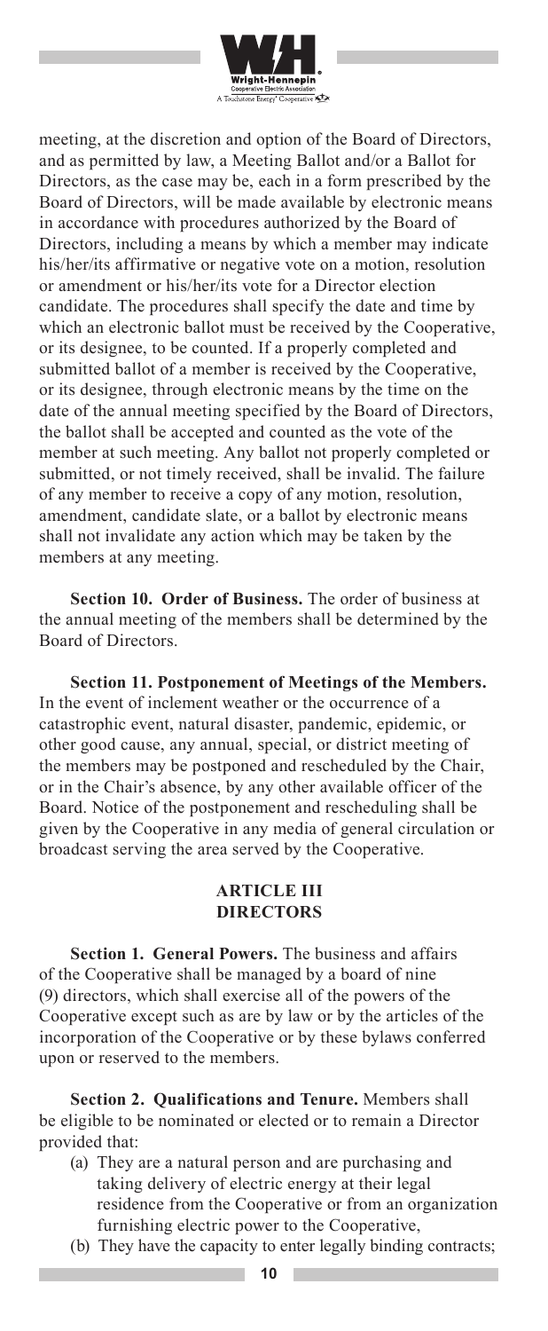meeting, at the discretion and option of the Board of Directors, and as permitted by law, a Meeting Ballot and/or a Ballot for Directors, as the case may be, each in a form prescribed by the Board of Directors, will be made available by electronic means in accordance with procedures authorized by the Board of Directors, including a means by which a member may indicate his/her/its affirmative or negative vote on a motion, resolution or amendment or his/her/its vote for a Director election candidate. The procedures shall specify the date and time by which an electronic ballot must be received by the Cooperative, or its designee, to be counted. If a properly completed and submitted ballot of a member is received by the Cooperative, or its designee, through electronic means by the time on the date of the annual meeting specified by the Board of Directors, the ballot shall be accepted and counted as the vote of the member at such meeting. Any ballot not properly completed or submitted, or not timely received, shall be invalid. The failure of any member to receive a copy of any motion, resolution, amendment, candidate slate, or a ballot by electronic means shall not invalidate any action which may be taken by the members at any meeting.

**Section 10. Order of Business.** The order of business at the annual meeting of the members shall be determined by the Board of Directors.

**Section 11. Postponement of Meetings of the Members.** In the event of inclement weather or the occurrence of a catastrophic event, natural disaster, pandemic, epidemic, or other good cause, any annual, special, or district meeting of the members may be postponed and rescheduled by the Chair, or in the Chair's absence, by any other available officer of the Board. Notice of the postponement and rescheduling shall be given by the Cooperative in any media of general circulation or broadcast serving the area served by the Cooperative.

## ARTICLE III
## DIRECTORS

**Section 1. General Powers.** The business and affairs of the Cooperative shall be managed by a board of nine (9) directors, which shall exercise all of the powers of the Cooperative except such as are by law or by the articles of the incorporation of the Cooperative or by these bylaws conferred upon or reserved to the members.

**Section 2. Qualifications and Tenure.** Members shall be eligible to be nominated or elected or to remain a Director provided that:

(a) They are a natural person and are purchasing and taking delivery of electric energy at their legal residence from the Cooperative or from an organization furnishing electric power to the Cooperative,

(b) They have the capacity to enter legally binding contracts;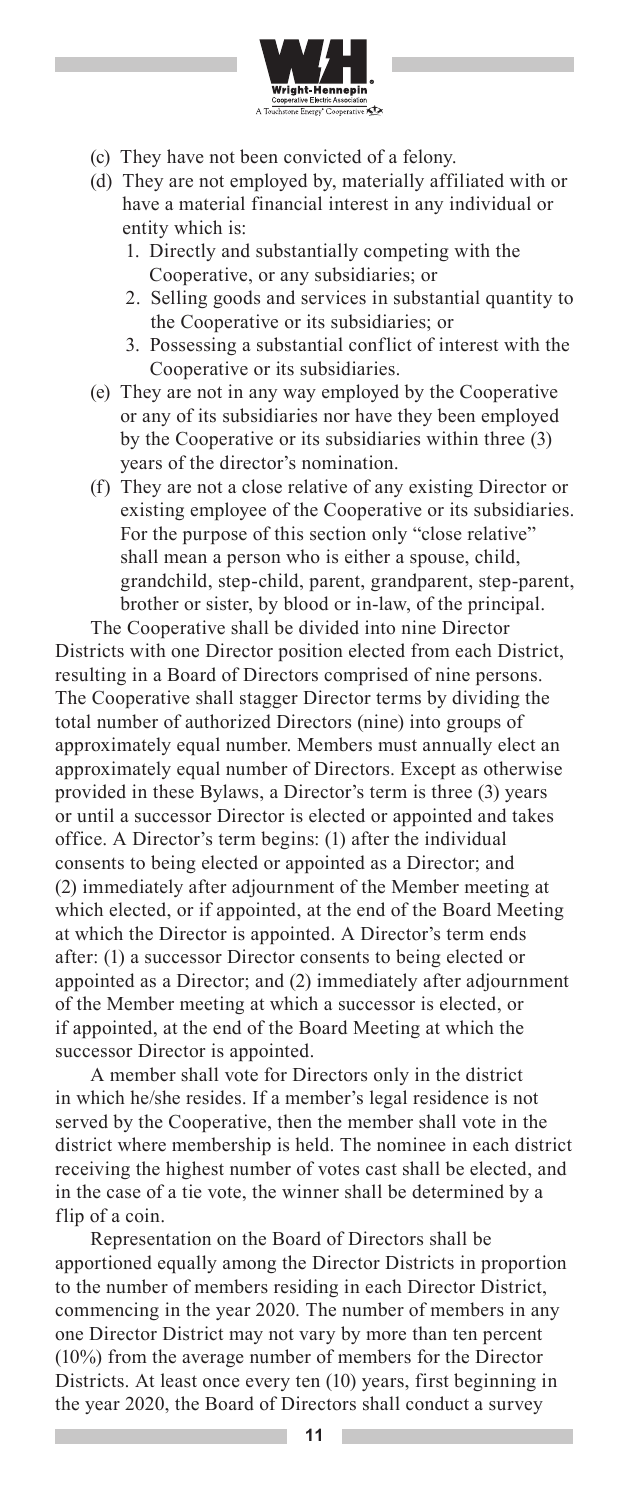(c) They have not been convicted of a felony.

(d) They are not employed by, materially affiliated with or have a material financial interest in any individual or entity which is:

1. Directly and substantially competing with the Cooperative, or any subsidiaries; or
2. Selling goods and services in substantial quantity to the Cooperative or its subsidiaries; or
3. Possessing a substantial conflict of interest with the Cooperative or its subsidiaries.

(e) They are not in any way employed by the Cooperative or any of its subsidiaries nor have they been employed by the Cooperative or its subsidiaries within three (3) years of the director's nomination.

(f) They are not a close relative of any existing Director or existing employee of the Cooperative or its subsidiaries. For the purpose of this section only "close relative" shall mean a person who is either a spouse, child, grandchild, step-child, parent, grandparent, step-parent, brother or sister, by blood or in-law, of the principal.

The Cooperative shall be divided into nine Director Districts with one Director position elected from each District, resulting in a Board of Directors comprised of nine persons. The Cooperative shall stagger Director terms by dividing the total number of authorized Directors (nine) into groups of approximately equal number. Members must annually elect an approximately equal number of Directors. Except as otherwise provided in these Bylaws, a Director's term is three (3) years or until a successor Director is elected or appointed and takes office. A Director's term begins: (1) after the individual consents to being elected or appointed as a Director; and (2) immediately after adjournment of the Member meeting at which elected, or if appointed, at the end of the Board Meeting at which the Director is appointed. A Director's term ends after: (1) a successor Director consents to being elected or appointed as a Director; and (2) immediately after adjournment of the Member meeting at which a successor is elected, or if appointed, at the end of the Board Meeting at which the successor Director is appointed.

A member shall vote for Directors only in the district in which he/she resides. If a member's legal residence is not served by the Cooperative, then the member shall vote in the district where membership is held. The nominee in each district receiving the highest number of votes cast shall be elected, and in the case of a tie vote, the winner shall be determined by a flip of a coin.

Representation on the Board of Directors shall be apportioned equally among the Director Districts in proportion to the number of members residing in each Director District, commencing in the year 2020. The number of members in any one Director District may not vary by more than ten percent (10%) from the average number of members for the Director Districts. At least once every ten (10) years, first beginning in the year 2020, the Board of Directors shall conduct a survey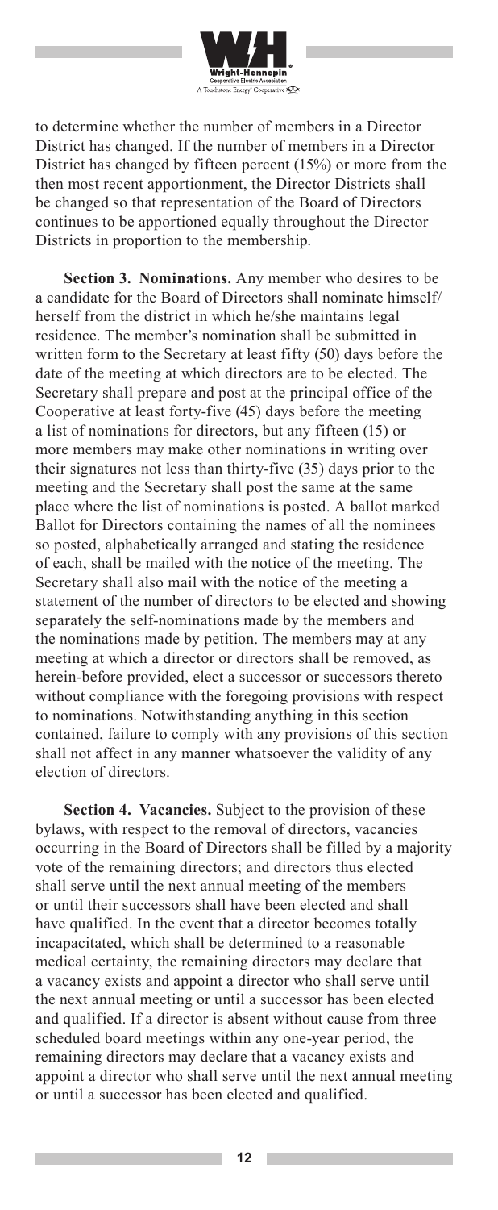to determine whether the number of members in a Director District has changed. If the number of members in a Director District has changed by fifteen percent (15%) or more from the then most recent apportionment, the Director Districts shall be changed so that representation of the Board of Directors continues to be apportioned equally throughout the Director Districts in proportion to the membership.

**Section 3. Nominations.** Any member who desires to be a candidate for the Board of Directors shall nominate himself/herself from the district in which he/she maintains legal residence. The member's nomination shall be submitted in written form to the Secretary at least fifty (50) days before the date of the meeting at which directors are to be elected. The Secretary shall prepare and post at the principal office of the Cooperative at least forty-five (45) days before the meeting a list of nominations for directors, but any fifteen (15) or more members may make other nominations in writing over their signatures not less than thirty-five (35) days prior to the meeting and the Secretary shall post the same at the same place where the list of nominations is posted. A ballot marked Ballot for Directors containing the names of all the nominees so posted, alphabetically arranged and stating the residence of each, shall be mailed with the notice of the meeting. The Secretary shall also mail with the notice of the meeting a statement of the number of directors to be elected and showing separately the self-nominations made by the members and the nominations made by petition. The members may at any meeting at which a director or directors shall be removed, as herein-before provided, elect a successor or successors thereto without compliance with the foregoing provisions with respect to nominations. Notwithstanding anything in this section contained, failure to comply with any provisions of this section shall not affect in any manner whatsoever the validity of any election of directors.

**Section 4. Vacancies.** Subject to the provision of these bylaws, with respect to the removal of directors, vacancies occurring in the Board of Directors shall be filled by a majority vote of the remaining directors; and directors thus elected shall serve until the next annual meeting of the members or until their successors shall have been elected and shall have qualified. In the event that a director becomes totally incapacitated, which shall be determined to a reasonable medical certainty, the remaining directors may declare that a vacancy exists and appoint a director who shall serve until the next annual meeting or until a successor has been elected and qualified. If a director is absent without cause from three scheduled board meetings within any one-year period, the remaining directors may declare that a vacancy exists and appoint a director who shall serve until the next annual meeting or until a successor has been elected and qualified.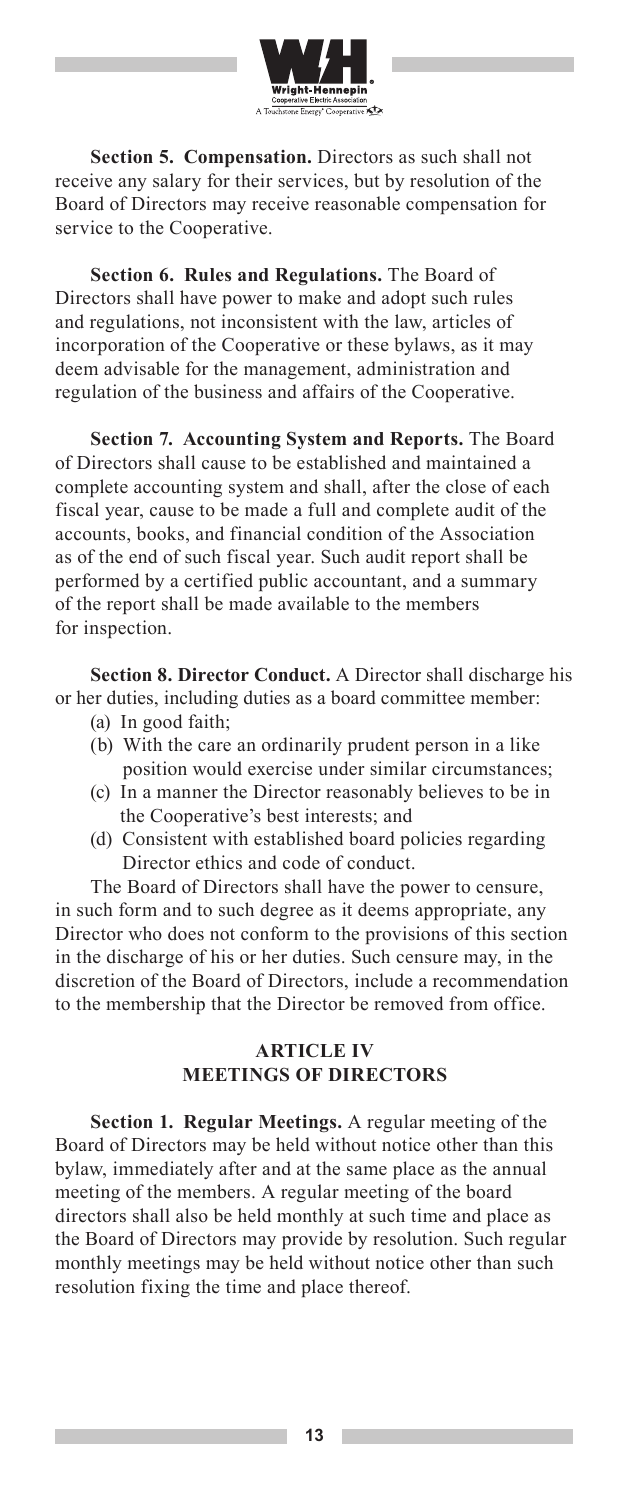**Section 5. Compensation.** Directors as such shall not receive any salary for their services, but by resolution of the Board of Directors may receive reasonable compensation for service to the Cooperative.

**Section 6. Rules and Regulations.** The Board of Directors shall have power to make and adopt such rules and regulations, not inconsistent with the law, articles of incorporation of the Cooperative or these bylaws, as it may deem advisable for the management, administration and regulation of the business and affairs of the Cooperative.

**Section 7. Accounting System and Reports.** The Board of Directors shall cause to be established and maintained a complete accounting system and shall, after the close of each fiscal year, cause to be made a full and complete audit of the accounts, books, and financial condition of the Association as of the end of such fiscal year. Such audit report shall be performed by a certified public accountant, and a summary of the report shall be made available to the members for inspection.

**Section 8. Director Conduct.** A Director shall discharge his or her duties, including duties as a board committee member:

(a) In good faith;

(b) With the care an ordinarily prudent person in a like position would exercise under similar circumstances;

(c) In a manner the Director reasonably believes to be in the Cooperative's best interests; and

(d) Consistent with established board policies regarding Director ethics and code of conduct.

The Board of Directors shall have the power to censure, in such form and to such degree as it deems appropriate, any Director who does not conform to the provisions of this section in the discharge of his or her duties. Such censure may, in the discretion of the Board of Directors, include a recommendation to the membership that the Director be removed from office.

## ARTICLE IV
## MEETINGS OF DIRECTORS

**Section 1. Regular Meetings.** A regular meeting of the Board of Directors may be held without notice other than this bylaw, immediately after and at the same place as the annual meeting of the members. A regular meeting of the board directors shall also be held monthly at such time and place as the Board of Directors may provide by resolution. Such regular monthly meetings may be held without notice other than such resolution fixing the time and place thereof.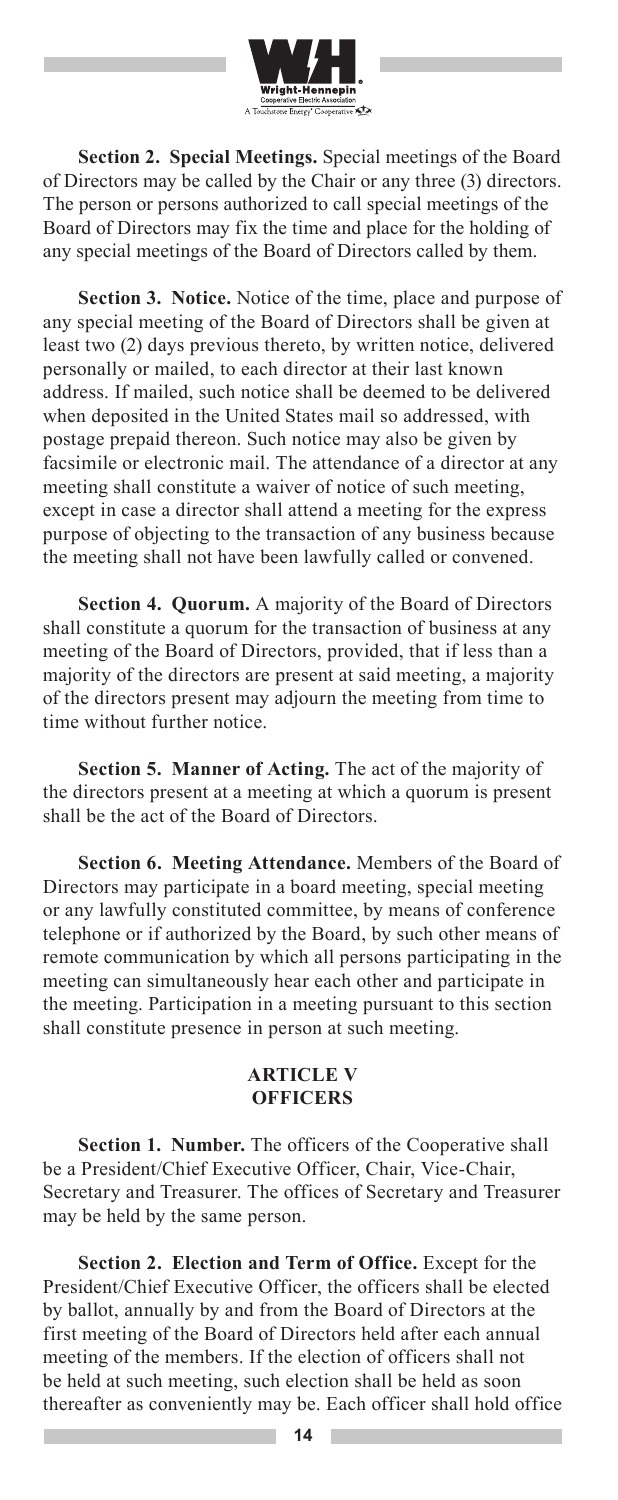**Section 2. Special Meetings.** Special meetings of the Board of Directors may be called by the Chair or any three (3) directors. The person or persons authorized to call special meetings of the Board of Directors may fix the time and place for the holding of any special meetings of the Board of Directors called by them.

**Section 3. Notice.** Notice of the time, place and purpose of any special meeting of the Board of Directors shall be given at least two (2) days previous thereto, by written notice, delivered personally or mailed, to each director at their last known address. If mailed, such notice shall be deemed to be delivered when deposited in the United States mail so addressed, with postage prepaid thereon. Such notice may also be given by facsimile or electronic mail. The attendance of a director at any meeting shall constitute a waiver of notice of such meeting, except in case a director shall attend a meeting for the express purpose of objecting to the transaction of any business because the meeting shall not have been lawfully called or convened.

**Section 4. Quorum.** A majority of the Board of Directors shall constitute a quorum for the transaction of business at any meeting of the Board of Directors, provided, that if less than a majority of the directors are present at said meeting, a majority of the directors present may adjourn the meeting from time to time without further notice.

**Section 5. Manner of Acting.** The act of the majority of the directors present at a meeting at which a quorum is present shall be the act of the Board of Directors.

**Section 6. Meeting Attendance.** Members of the Board of Directors may participate in a board meeting, special meeting or any lawfully constituted committee, by means of conference telephone or if authorized by the Board, by such other means of remote communication by which all persons participating in the meeting can simultaneously hear each other and participate in the meeting. Participation in a meeting pursuant to this section shall constitute presence in person at such meeting.

## ARTICLE V
## OFFICERS

**Section 1. Number.** The officers of the Cooperative shall be a President/Chief Executive Officer, Chair, Vice-Chair, Secretary and Treasurer. The offices of Secretary and Treasurer may be held by the same person.

**Section 2. Election and Term of Office.** Except for the President/Chief Executive Officer, the officers shall be elected by ballot, annually by and from the Board of Directors at the first meeting of the Board of Directors held after each annual meeting of the members. If the election of officers shall not be held at such meeting, such election shall be held as soon thereafter as conveniently may be. Each officer shall hold office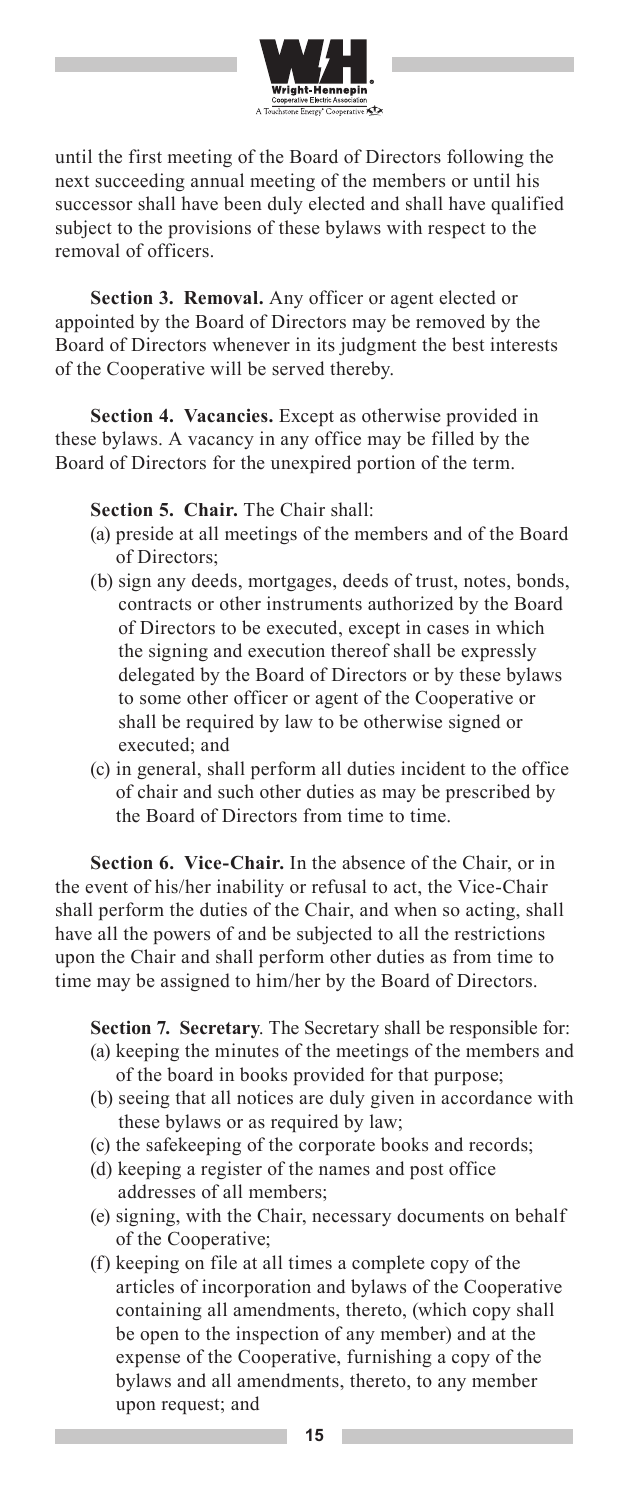until the first meeting of the Board of Directors following the next succeeding annual meeting of the members or until his successor shall have been duly elected and shall have qualified subject to the provisions of these bylaws with respect to the removal of officers.

**Section 3. Removal.** Any officer or agent elected or appointed by the Board of Directors may be removed by the Board of Directors whenever in its judgment the best interests of the Cooperative will be served thereby.

**Section 4. Vacancies.** Except as otherwise provided in these bylaws. A vacancy in any office may be filled by the Board of Directors for the unexpired portion of the term.

**Section 5. Chair.** The Chair shall:

(a) preside at all meetings of the members and of the Board of Directors;

(b) sign any deeds, mortgages, deeds of trust, notes, bonds, contracts or other instruments authorized by the Board of Directors to be executed, except in cases in which the signing and execution thereof shall be expressly delegated by the Board of Directors or by these bylaws to some other officer or agent of the Cooperative or shall be required by law to be otherwise signed or executed; and

(c) in general, shall perform all duties incident to the office of chair and such other duties as may be prescribed by the Board of Directors from time to time.

**Section 6. Vice-Chair.** In the absence of the Chair, or in the event of his/her inability or refusal to act, the Vice-Chair shall perform the duties of the Chair, and when so acting, shall have all the powers of and be subjected to all the restrictions upon the Chair and shall perform other duties as from time to time may be assigned to him/her by the Board of Directors.

**Section 7. Secretary**. The Secretary shall be responsible for:

(a) keeping the minutes of the meetings of the members and of the board in books provided for that purpose;

(b) seeing that all notices are duly given in accordance with these bylaws or as required by law;

(c) the safekeeping of the corporate books and records;

(d) keeping a register of the names and post office addresses of all members;

(e) signing, with the Chair, necessary documents on behalf of the Cooperative;

(f) keeping on file at all times a complete copy of the articles of incorporation and bylaws of the Cooperative containing all amendments, thereto, (which copy shall be open to the inspection of any member) and at the expense of the Cooperative, furnishing a copy of the bylaws and all amendments, thereto, to any member upon request; and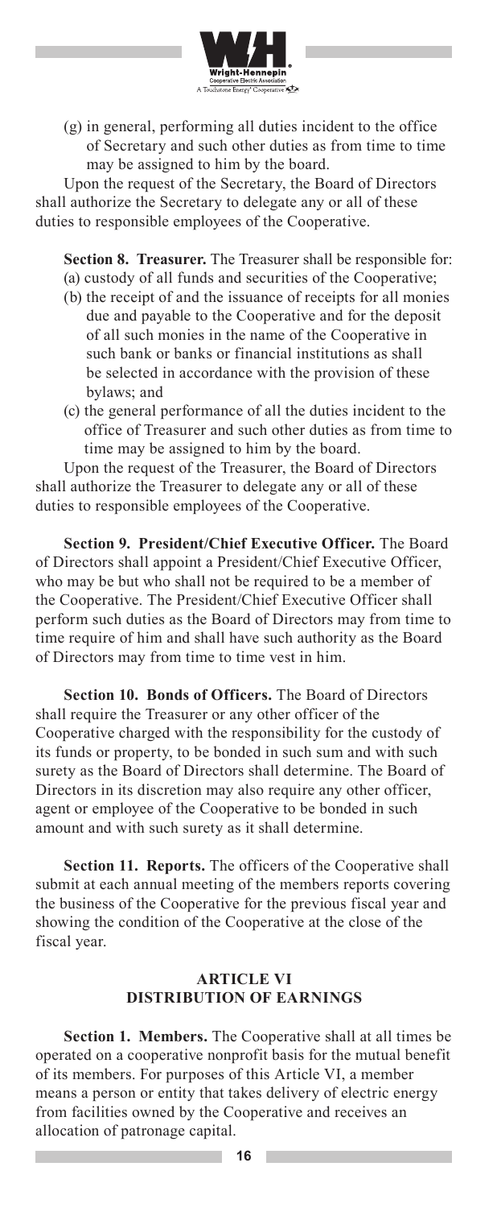(g) in general, performing all duties incident to the office of Secretary and such other duties as from time to time may be assigned to him by the board.

Upon the request of the Secretary, the Board of Directors shall authorize the Secretary to delegate any or all of these duties to responsible employees of the Cooperative.

**Section 8. Treasurer.** The Treasurer shall be responsible for:

(a) custody of all funds and securities of the Cooperative;

(b) the receipt of and the issuance of receipts for all monies due and payable to the Cooperative and for the deposit of all such monies in the name of the Cooperative in such bank or banks or financial institutions as shall be selected in accordance with the provision of these bylaws; and

(c) the general performance of all the duties incident to the office of Treasurer and such other duties as from time to time may be assigned to him by the board.

Upon the request of the Treasurer, the Board of Directors shall authorize the Treasurer to delegate any or all of these duties to responsible employees of the Cooperative.

**Section 9. President/Chief Executive Officer.** The Board of Directors shall appoint a President/Chief Executive Officer, who may be but who shall not be required to be a member of the Cooperative. The President/Chief Executive Officer shall perform such duties as the Board of Directors may from time to time require of him and shall have such authority as the Board of Directors may from time to time vest in him.

**Section 10. Bonds of Officers.** The Board of Directors shall require the Treasurer or any other officer of the Cooperative charged with the responsibility for the custody of its funds or property, to be bonded in such sum and with such surety as the Board of Directors shall determine. The Board of Directors in its discretion may also require any other officer, agent or employee of the Cooperative to be bonded in such amount and with such surety as it shall determine.

**Section 11. Reports.** The officers of the Cooperative shall submit at each annual meeting of the members reports covering the business of the Cooperative for the previous fiscal year and showing the condition of the Cooperative at the close of the fiscal year.

## ARTICLE VI
## DISTRIBUTION OF EARNINGS

**Section 1. Members.** The Cooperative shall at all times be operated on a cooperative nonprofit basis for the mutual benefit of its members. For purposes of this Article VI, a member means a person or entity that takes delivery of electric energy from facilities owned by the Cooperative and receives an allocation of patronage capital.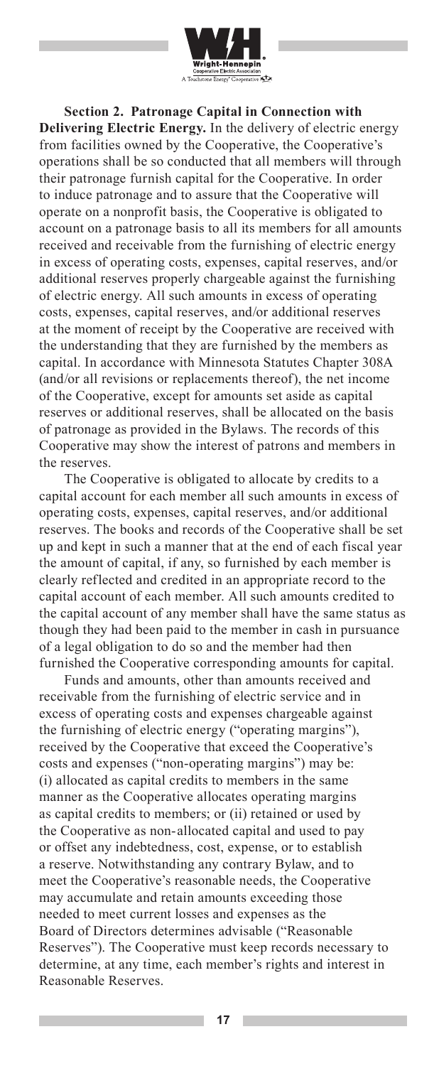**Section 2. Patronage Capital in Connection with Delivering Electric Energy.** In the delivery of electric energy from facilities owned by the Cooperative, the Cooperative's operations shall be so conducted that all members will through their patronage furnish capital for the Cooperative. In order to induce patronage and to assure that the Cooperative will operate on a nonprofit basis, the Cooperative is obligated to account on a patronage basis to all its members for all amounts received and receivable from the furnishing of electric energy in excess of operating costs, expenses, capital reserves, and/or additional reserves properly chargeable against the furnishing of electric energy. All such amounts in excess of operating costs, expenses, capital reserves, and/or additional reserves at the moment of receipt by the Cooperative are received with the understanding that they are furnished by the members as capital. In accordance with Minnesota Statutes Chapter 308A (and/or all revisions or replacements thereof), the net income of the Cooperative, except for amounts set aside as capital reserves or additional reserves, shall be allocated on the basis of patronage as provided in the Bylaws. The records of this Cooperative may show the interest of patrons and members in the reserves.

The Cooperative is obligated to allocate by credits to a capital account for each member all such amounts in excess of operating costs, expenses, capital reserves, and/or additional reserves. The books and records of the Cooperative shall be set up and kept in such a manner that at the end of each fiscal year the amount of capital, if any, so furnished by each member is clearly reflected and credited in an appropriate record to the capital account of each member. All such amounts credited to the capital account of any member shall have the same status as though they had been paid to the member in cash in pursuance of a legal obligation to do so and the member had then furnished the Cooperative corresponding amounts for capital.

Funds and amounts, other than amounts received and receivable from the furnishing of electric service and in excess of operating costs and expenses chargeable against the furnishing of electric energy ("operating margins"), received by the Cooperative that exceed the Cooperative's costs and expenses ("non-operating margins") may be: (i) allocated as capital credits to members in the same manner as the Cooperative allocates operating margins as capital credits to members; or (ii) retained or used by the Cooperative as non-allocated capital and used to pay or offset any indebtedness, cost, expense, or to establish a reserve. Notwithstanding any contrary Bylaw, and to meet the Cooperative's reasonable needs, the Cooperative may accumulate and retain amounts exceeding those needed to meet current losses and expenses as the Board of Directors determines advisable ("Reasonable Reserves"). The Cooperative must keep records necessary to determine, at any time, each member's rights and interest in Reasonable Reserves.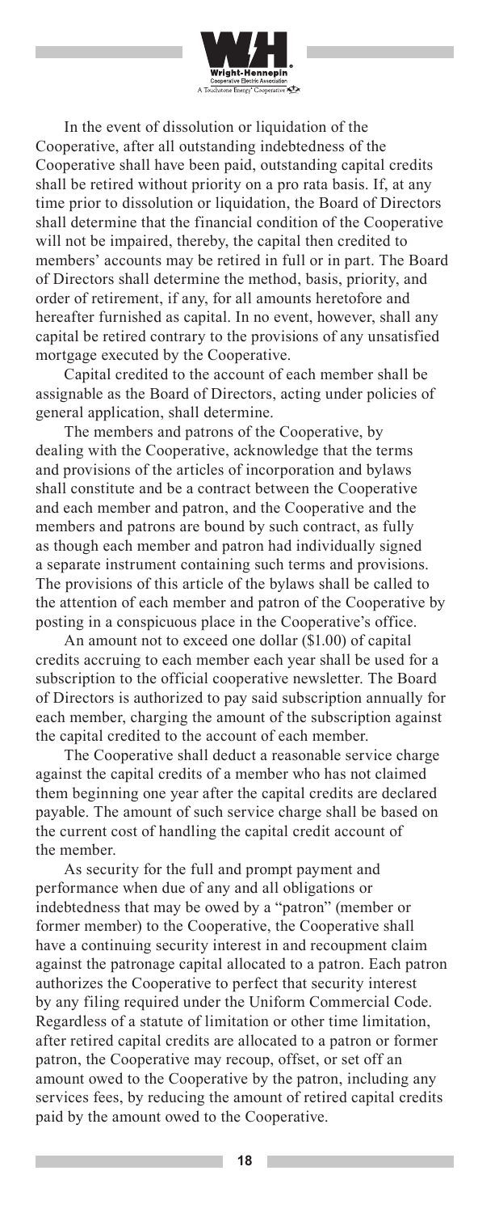In the event of dissolution or liquidation of the Cooperative, after all outstanding indebtedness of the Cooperative shall have been paid, outstanding capital credits shall be retired without priority on a pro rata basis. If, at any time prior to dissolution or liquidation, the Board of Directors shall determine that the financial condition of the Cooperative will not be impaired, thereby, the capital then credited to members' accounts may be retired in full or in part. The Board of Directors shall determine the method, basis, priority, and order of retirement, if any, for all amounts heretofore and hereafter furnished as capital. In no event, however, shall any capital be retired contrary to the provisions of any unsatisfied mortgage executed by the Cooperative.

Capital credited to the account of each member shall be assignable as the Board of Directors, acting under policies of general application, shall determine.

The members and patrons of the Cooperative, by dealing with the Cooperative, acknowledge that the terms and provisions of the articles of incorporation and bylaws shall constitute and be a contract between the Cooperative and each member and patron, and the Cooperative and the members and patrons are bound by such contract, as fully as though each member and patron had individually signed a separate instrument containing such terms and provisions. The provisions of this article of the bylaws shall be called to the attention of each member and patron of the Cooperative by posting in a conspicuous place in the Cooperative's office.

An amount not to exceed one dollar ($1.00) of capital credits accruing to each member each year shall be used for a subscription to the official cooperative newsletter. The Board of Directors is authorized to pay said subscription annually for each member, charging the amount of the subscription against the capital credited to the account of each member.

The Cooperative shall deduct a reasonable service charge against the capital credits of a member who has not claimed them beginning one year after the capital credits are declared payable. The amount of such service charge shall be based on the current cost of handling the capital credit account of the member.

As security for the full and prompt payment and performance when due of any and all obligations or indebtedness that may be owed by a "patron" (member or former member) to the Cooperative, the Cooperative shall have a continuing security interest in and recoupment claim against the patronage capital allocated to a patron. Each patron authorizes the Cooperative to perfect that security interest by any filing required under the Uniform Commercial Code. Regardless of a statute of limitation or other time limitation, after retired capital credits are allocated to a patron or former patron, the Cooperative may recoup, offset, or set off an amount owed to the Cooperative by the patron, including any services fees, by reducing the amount of retired capital credits paid by the amount owed to the Cooperative.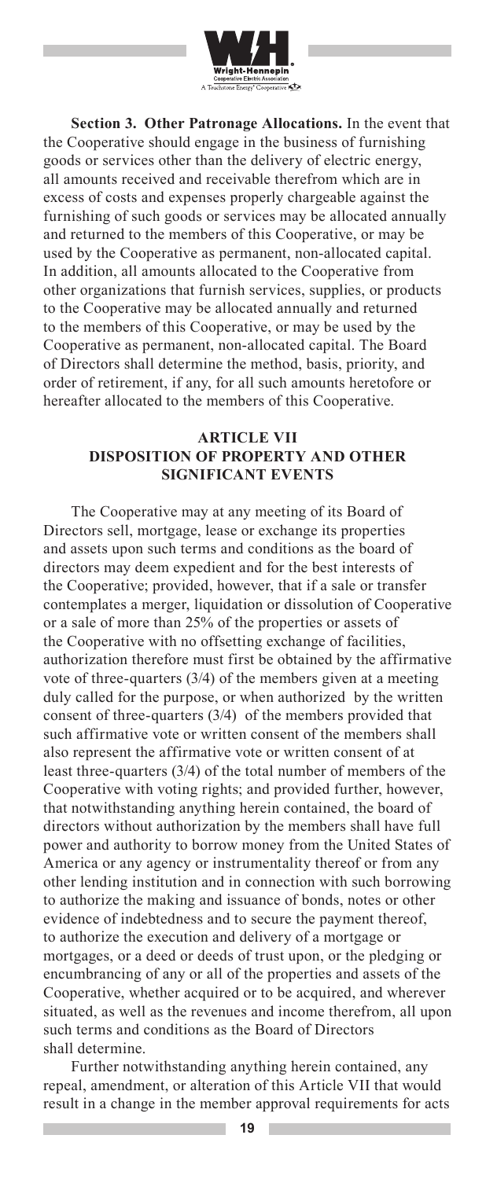**Section 3. Other Patronage Allocations.** In the event that the Cooperative should engage in the business of furnishing goods or services other than the delivery of electric energy, all amounts received and receivable therefrom which are in excess of costs and expenses properly chargeable against the furnishing of such goods or services may be allocated annually and returned to the members of this Cooperative, or may be used by the Cooperative as permanent, non-allocated capital. In addition, all amounts allocated to the Cooperative from other organizations that furnish services, supplies, or products to the Cooperative may be allocated annually and returned to the members of this Cooperative, or may be used by the Cooperative as permanent, non-allocated capital. The Board of Directors shall determine the method, basis, priority, and order of retirement, if any, for all such amounts heretofore or hereafter allocated to the members of this Cooperative.

## ARTICLE VII
## DISPOSITION OF PROPERTY AND OTHER SIGNIFICANT EVENTS

The Cooperative may at any meeting of its Board of Directors sell, mortgage, lease or exchange its properties and assets upon such terms and conditions as the board of directors may deem expedient and for the best interests of the Cooperative; provided, however, that if a sale or transfer contemplates a merger, liquidation or dissolution of Cooperative or a sale of more than 25% of the properties or assets of the Cooperative with no offsetting exchange of facilities, authorization therefore must first be obtained by the affirmative vote of three-quarters (3/4) of the members given at a meeting duly called for the purpose, or when authorized by the written consent of three-quarters (3/4) of the members provided that such affirmative vote or written consent of the members shall also represent the affirmative vote or written consent of at least three-quarters (3/4) of the total number of members of the Cooperative with voting rights; and provided further, however, that notwithstanding anything herein contained, the board of directors without authorization by the members shall have full power and authority to borrow money from the United States of America or any agency or instrumentality thereof or from any other lending institution and in connection with such borrowing to authorize the making and issuance of bonds, notes or other evidence of indebtedness and to secure the payment thereof, to authorize the execution and delivery of a mortgage or mortgages, or a deed or deeds of trust upon, or the pledging or encumbrancing of any or all of the properties and assets of the Cooperative, whether acquired or to be acquired, and wherever situated, as well as the revenues and income therefrom, all upon such terms and conditions as the Board of Directors shall determine.

Further notwithstanding anything herein contained, any repeal, amendment, or alteration of this Article VII that would result in a change in the member approval requirements for acts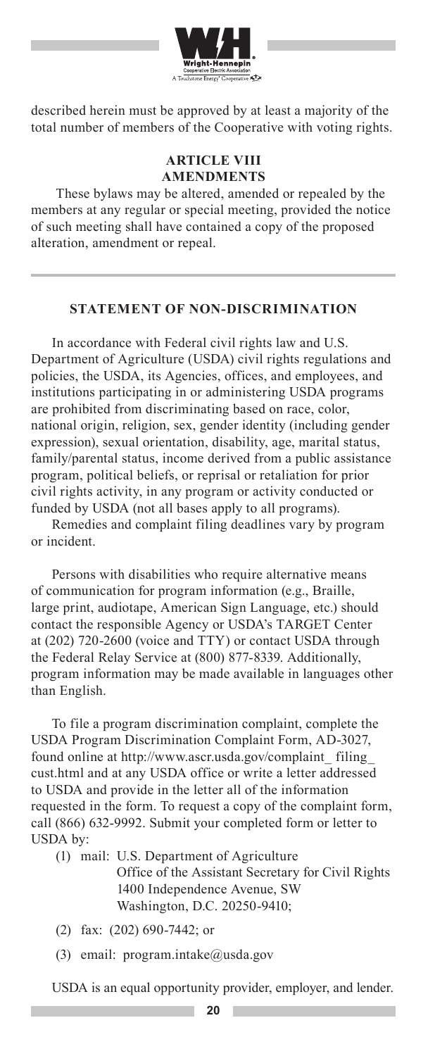described herein must be approved by at least a majority of the total number of members of the Cooperative with voting rights.

## ARTICLE VIII
## AMENDMENTS

These bylaws may be altered, amended or repealed by the members at any regular or special meeting, provided the notice of such meeting shall have contained a copy of the proposed alteration, amendment or repeal.

## STATEMENT OF NON-DISCRIMINATION

In accordance with Federal civil rights law and U.S. Department of Agriculture (USDA) civil rights regulations and policies, the USDA, its Agencies, offices, and employees, and institutions participating in or administering USDA programs are prohibited from discriminating based on race, color, national origin, religion, sex, gender identity (including gender expression), sexual orientation, disability, age, marital status, family/parental status, income derived from a public assistance program, political beliefs, or reprisal or retaliation for prior civil rights activity, in any program or activity conducted or funded by USDA (not all bases apply to all programs).

Remedies and complaint filing deadlines vary by program or incident.

Persons with disabilities who require alternative means of communication for program information (e.g., Braille, large print, audiotape, American Sign Language, etc.) should contact the responsible Agency or USDA's TARGET Center at (202) 720-2600 (voice and TTY) or contact USDA through the Federal Relay Service at (800) 877-8339. Additionally, program information may be made available in languages other than English.

To file a program discrimination complaint, complete the USDA Program Discrimination Complaint Form, AD-3027, found online at http://www.ascr.usda.gov/complaint_filing_cust.html and at any USDA office or write a letter addressed to USDA and provide in the letter all of the information requested in the form. To request a copy of the complaint form, call (866) 632-9992. Submit your completed form or letter to USDA by:

(1) mail: U.S. Department of Agriculture
Office of the Assistant Secretary for Civil Rights
1400 Independence Avenue, SW
Washington, D.C. 20250-9410;

(2) fax: (202) 690-7442; or

(3) email: program.intake@usda.gov

USDA is an equal opportunity provider, employer, and lender.